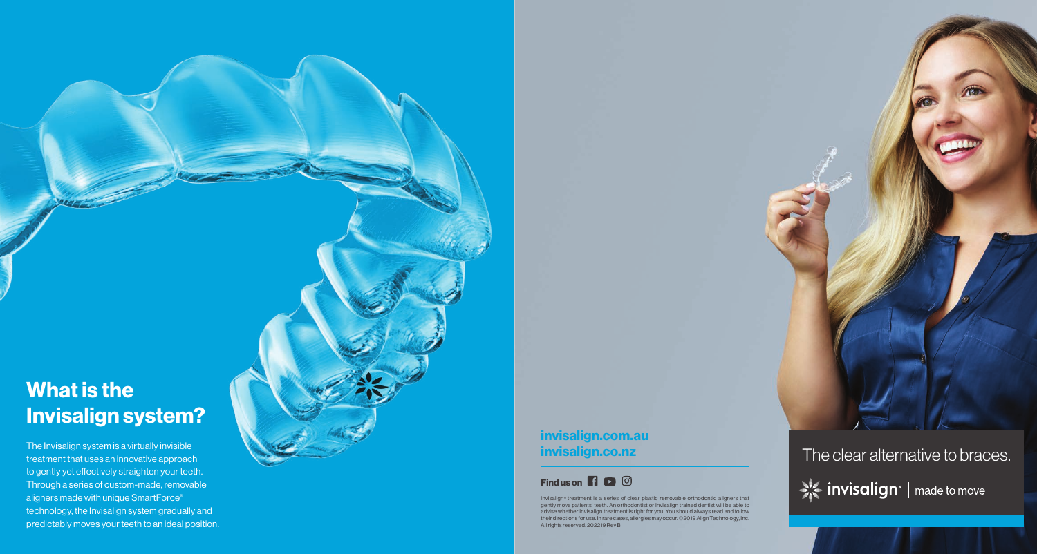# What is the Invisalign system?

The Invisalign system is a virtually invisible treatment that uses an innovative approach to gently yet effectively straighten your teeth. Through a series of custom-made, removable aligners made with unique SmartForce® technology, the Invisalign system gradually and predictably moves your teeth to an ideal position.

**invisalign.com.au**
**invisalign.co.nz**

**Find us on**

Invisalign® treatment is a series of clear plastic removable orthodontic aligners that gently move patients' teeth. An orthodontist or Invisalign trained dentist will be able to advise whether Invisalign treatment is right for you. You should always read and follow their directions for use. In rare cases, allergies may occur. ©2019 Align Technology, Inc. All rights reserved. 202219 Rev B

The clear alternative to braces.

invisalign® | made to move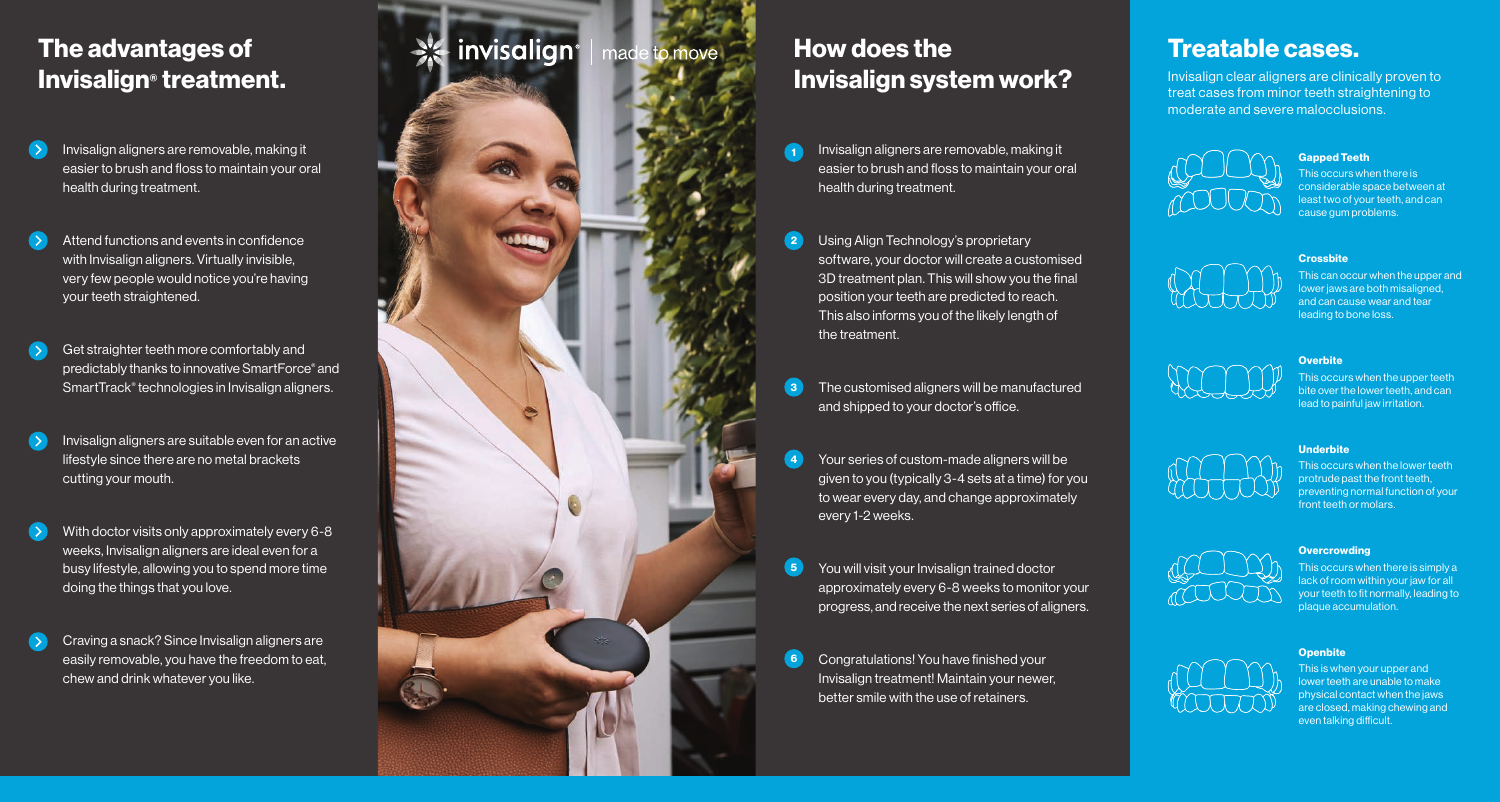## The advantages of Invisalign® treatment.

- Invisalign aligners are removable, making it easier to brush and floss to maintain your oral health during treatment.
- Attend functions and events in confidence with Invisalign aligners. Virtually invisible, very few people would notice you're having your teeth straightened.
- Get straighter teeth more comfortably and predictably thanks to innovative SmartForce® and SmartTrack® technologies in Invisalign aligners.
- Invisalign aligners are suitable even for an active lifestyle since there are no metal brackets cutting your mouth.
- With doctor visits only approximately every 6-8 weeks, Invisalign aligners are ideal even for a busy lifestyle, allowing you to spend more time doing the things that you love.
- Craving a snack? Since Invisalign aligners are easily removable, you have the freedom to eat, chew and drink whatever you like.

invisalign® | made to move

## How does the Invisalign system work?

1. Invisalign aligners are removable, making it easier to brush and floss to maintain your oral health during treatment.
2. Using Align Technology's proprietary software, your doctor will create a customised 3D treatment plan. This will show you the final position your teeth are predicted to reach. This also informs you of the likely length of the treatment.
3. The customised aligners will be manufactured and shipped to your doctor's office.
4. Your series of custom-made aligners will be given to you (typically 3-4 sets at a time) for you to wear every day, and change approximately every 1-2 weeks.
5. You will visit your Invisalign trained doctor approximately every 6-8 weeks to monitor your progress, and receive the next series of aligners.
6. Congratulations! You have finished your Invisalign treatment! Maintain your newer, better smile with the use of retainers.

## Treatable cases.

Invisalign clear aligners are clinically proven to treat cases from minor teeth straightening to moderate and severe malocclusions.

**Gapped Teeth**
This occurs when there is considerable space between at least two of your teeth, and can cause gum problems.

**Crossbite**
This can occur when the upper and lower jaws are both misaligned, and can cause wear and tear leading to bone loss.

**Overbite**
This occurs when the upper teeth bite over the lower teeth, and can lead to painful jaw irritation.

**Underbite**
This occurs when the lower teeth protrude past the front teeth, preventing normal function of your front teeth or molars.

**Overcrowding**
This occurs when there is simply a lack of room within your jaw for all your teeth to fit normally, leading to plaque accumulation.

**Openbite**
This is when your upper and lower teeth are unable to make physical contact when the jaws are closed, making chewing and even talking difficult.